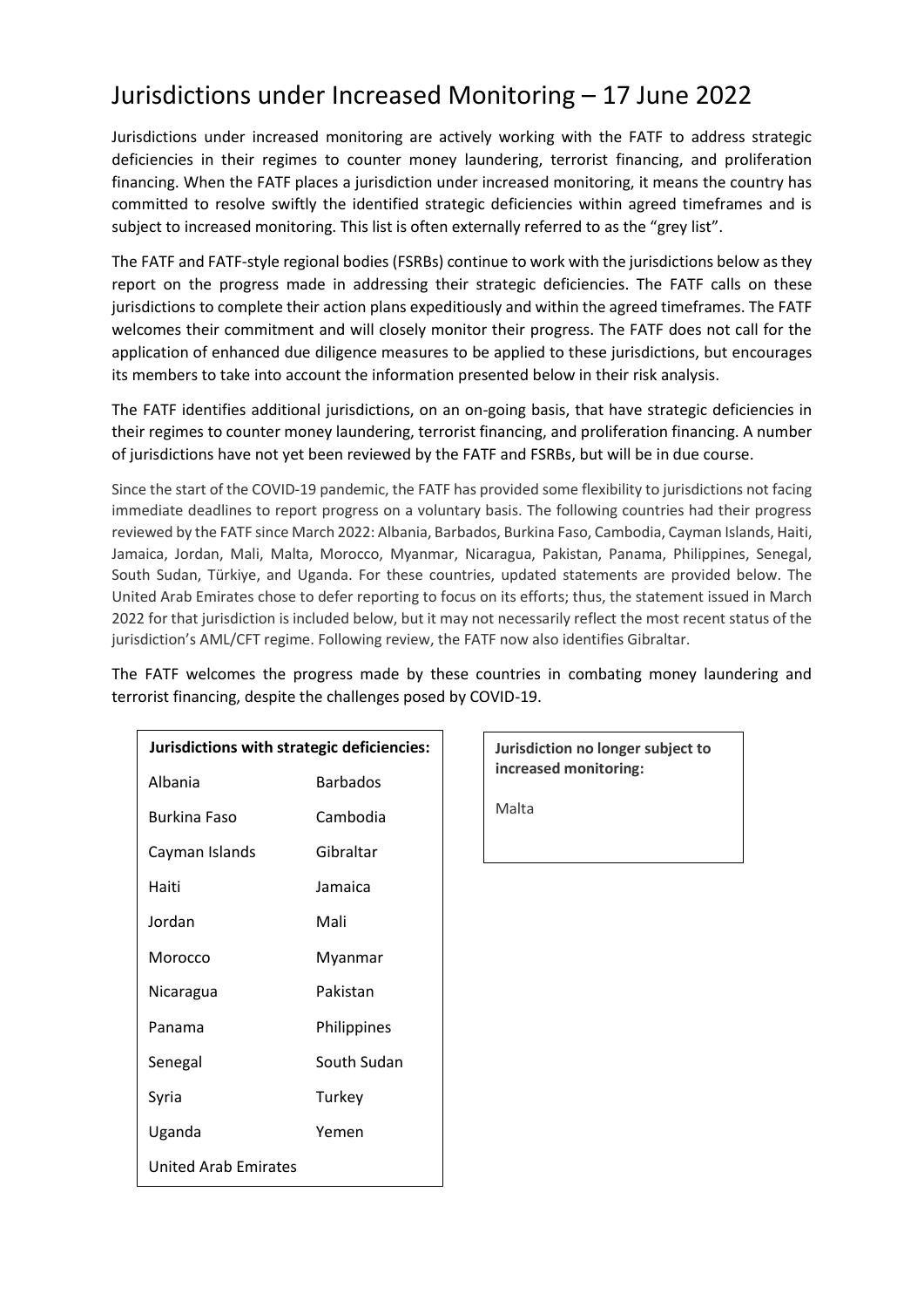# Jurisdictions under Increased Monitoring – 17 June 2022

Jurisdictions under increased monitoring are actively working with the FATF to address strategic deficiencies in their regimes to counter money laundering, terrorist financing, and proliferation financing. When the FATF places a jurisdiction under increased monitoring, it means the country has committed to resolve swiftly the identified strategic deficiencies within agreed timeframes and is subject to increased monitoring. This list is often externally referred to as the "grey list".

The FATF and FATF-style regional bodies (FSRBs) continue to work with the jurisdictions below as they report on the progress made in addressing their strategic deficiencies. The FATF calls on these jurisdictions to complete their action plans expeditiously and within the agreed timeframes. The FATF welcomes their commitment and will closely monitor their progress. The FATF does not call for the application of enhanced due diligence measures to be applied to these jurisdictions, but encourages its members to take into account the information presented below in their risk analysis.

The FATF identifies additional jurisdictions, on an on-going basis, that have strategic deficiencies in their regimes to counter money laundering, terrorist financing, and proliferation financing. A number of jurisdictions have not yet been reviewed by the FATF and FSRBs, but will be in due course.

Since the start of the COVID-19 pandemic, the FATF has provided some flexibility to jurisdictions not facing immediate deadlines to report progress on a voluntary basis. The following countries had their progress reviewed by the FATF since March 2022: Albania, Barbados, Burkina Faso, Cambodia, Cayman Islands, Haiti, Jamaica, Jordan, Mali, Malta, Morocco, Myanmar, Nicaragua, Pakistan, Panama, Philippines, Senegal, South Sudan, Türkiye, and Uganda. For these countries, updated statements are provided below. The United Arab Emirates chose to defer reporting to focus on its efforts; thus, the statement issued in March 2022 for that jurisdiction is included below, but it may not necessarily reflect the most recent status of the jurisdiction's AML/CFT regime. Following review, the FATF now also identifies Gibraltar.

The FATF welcomes the progress made by these countries in combating money laundering and terrorist financing, despite the challenges posed by COVID-19.

| **Jurisdictions with strategic deficiencies:** | |
|---|---|
| Albania | Barbados |
| Burkina Faso | Cambodia |
| Cayman Islands | Gibraltar |
| Haiti | Jamaica |
| Jordan | Mali |
| Morocco | Myanmar |
| Nicaragua | Pakistan |
| Panama | Philippines |
| Senegal | South Sudan |
| Syria | Turkey |
| Uganda | Yemen |
| United Arab Emirates | |

| **Jurisdiction no longer subject to increased monitoring:** |
|---|
| Malta |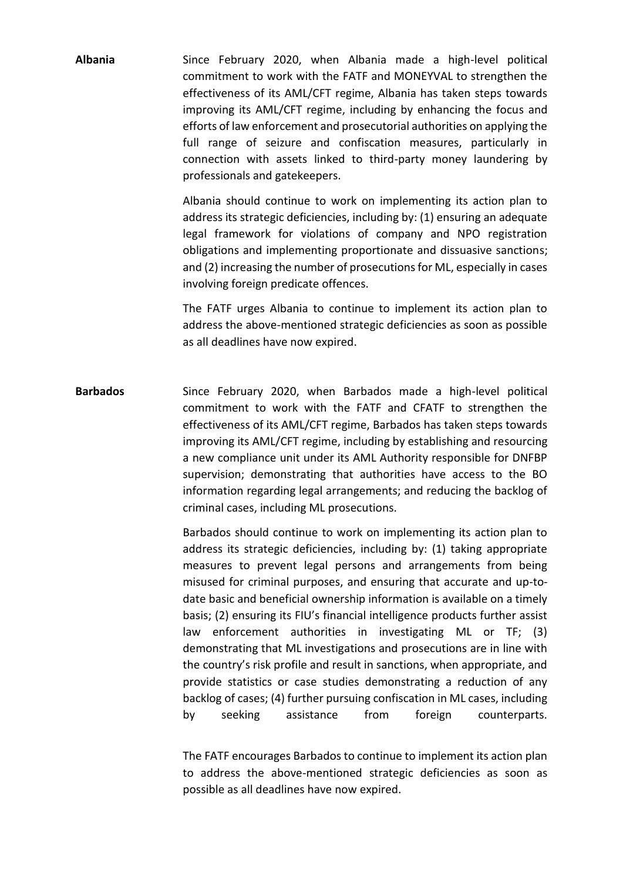**Albania**

Since February 2020, when Albania made a high-level political commitment to work with the FATF and MONEYVAL to strengthen the effectiveness of its AML/CFT regime, Albania has taken steps towards improving its AML/CFT regime, including by enhancing the focus and efforts of law enforcement and prosecutorial authorities on applying the full range of seizure and confiscation measures, particularly in connection with assets linked to third-party money laundering by professionals and gatekeepers.

Albania should continue to work on implementing its action plan to address its strategic deficiencies, including by: (1) ensuring an adequate legal framework for violations of company and NPO registration obligations and implementing proportionate and dissuasive sanctions; and (2) increasing the number of prosecutions for ML, especially in cases involving foreign predicate offences.

The FATF urges Albania to continue to implement its action plan to address the above-mentioned strategic deficiencies as soon as possible as all deadlines have now expired.

**Barbados**

Since February 2020, when Barbados made a high-level political commitment to work with the FATF and CFATF to strengthen the effectiveness of its AML/CFT regime, Barbados has taken steps towards improving its AML/CFT regime, including by establishing and resourcing a new compliance unit under its AML Authority responsible for DNFBP supervision; demonstrating that authorities have access to the BO information regarding legal arrangements; and reducing the backlog of criminal cases, including ML prosecutions.

Barbados should continue to work on implementing its action plan to address its strategic deficiencies, including by: (1) taking appropriate measures to prevent legal persons and arrangements from being misused for criminal purposes, and ensuring that accurate and up-to-date basic and beneficial ownership information is available on a timely basis; (2) ensuring its FIU's financial intelligence products further assist law enforcement authorities in investigating ML or TF; (3) demonstrating that ML investigations and prosecutions are in line with the country's risk profile and result in sanctions, when appropriate, and provide statistics or case studies demonstrating a reduction of any backlog of cases; (4) further pursuing confiscation in ML cases, including by seeking assistance from foreign counterparts.

The FATF encourages Barbados to continue to implement its action plan to address the above-mentioned strategic deficiencies as soon as possible as all deadlines have now expired.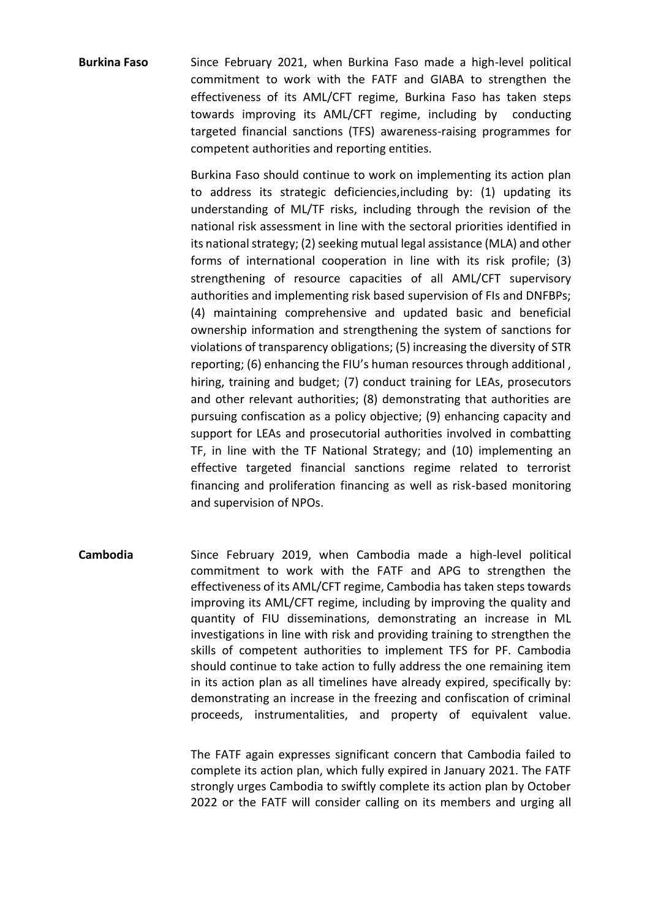**Burkina Faso**

Since February 2021, when Burkina Faso made a high-level political commitment to work with the FATF and GIABA to strengthen the effectiveness of its AML/CFT regime, Burkina Faso has taken steps towards improving its AML/CFT regime, including by conducting targeted financial sanctions (TFS) awareness-raising programmes for competent authorities and reporting entities.

Burkina Faso should continue to work on implementing its action plan to address its strategic deficiencies,including by: (1) updating its understanding of ML/TF risks, including through the revision of the national risk assessment in line with the sectoral priorities identified in its national strategy; (2) seeking mutual legal assistance (MLA) and other forms of international cooperation in line with its risk profile; (3) strengthening of resource capacities of all AML/CFT supervisory authorities and implementing risk based supervision of FIs and DNFBPs; (4) maintaining comprehensive and updated basic and beneficial ownership information and strengthening the system of sanctions for violations of transparency obligations; (5) increasing the diversity of STR reporting; (6) enhancing the FIU's human resources through additional , hiring, training and budget; (7) conduct training for LEAs, prosecutors and other relevant authorities; (8) demonstrating that authorities are pursuing confiscation as a policy objective; (9) enhancing capacity and support for LEAs and prosecutorial authorities involved in combatting TF, in line with the TF National Strategy; and (10) implementing an effective targeted financial sanctions regime related to terrorist financing and proliferation financing as well as risk-based monitoring and supervision of NPOs.

**Cambodia**

Since February 2019, when Cambodia made a high-level political commitment to work with the FATF and APG to strengthen the effectiveness of its AML/CFT regime, Cambodia has taken steps towards improving its AML/CFT regime, including by improving the quality and quantity of FIU disseminations, demonstrating an increase in ML investigations in line with risk and providing training to strengthen the skills of competent authorities to implement TFS for PF. Cambodia should continue to take action to fully address the one remaining item in its action plan as all timelines have already expired, specifically by: demonstrating an increase in the freezing and confiscation of criminal proceeds, instrumentalities, and property of equivalent value.

The FATF again expresses significant concern that Cambodia failed to complete its action plan, which fully expired in January 2021. The FATF strongly urges Cambodia to swiftly complete its action plan by October 2022 or the FATF will consider calling on its members and urging all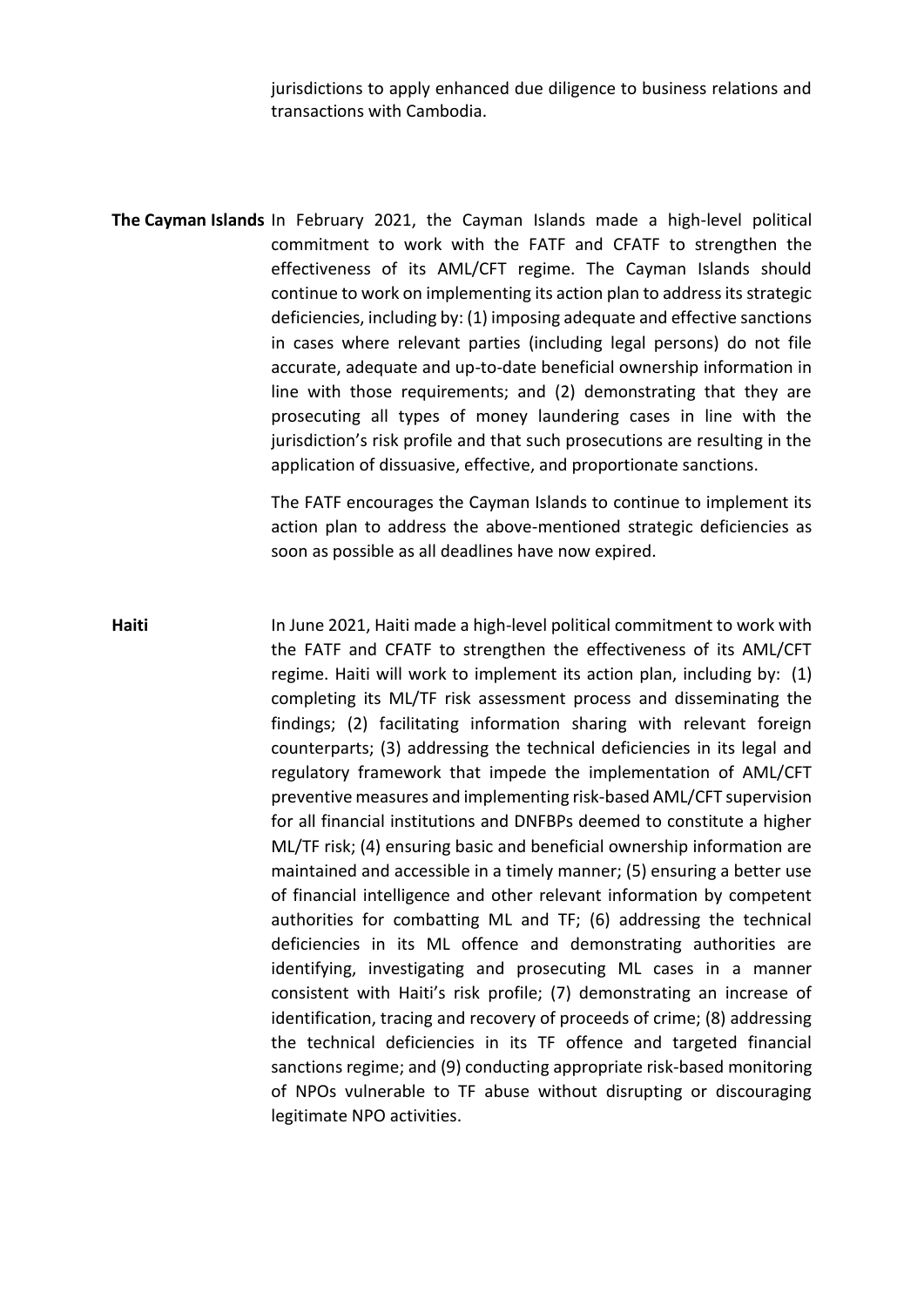jurisdictions to apply enhanced due diligence to business relations and transactions with Cambodia.

**The Cayman Islands** In February 2021, the Cayman Islands made a high-level political commitment to work with the FATF and CFATF to strengthen the effectiveness of its AML/CFT regime. The Cayman Islands should continue to work on implementing its action plan to address its strategic deficiencies, including by: (1) imposing adequate and effective sanctions in cases where relevant parties (including legal persons) do not file accurate, adequate and up-to-date beneficial ownership information in line with those requirements; and (2) demonstrating that they are prosecuting all types of money laundering cases in line with the jurisdiction's risk profile and that such prosecutions are resulting in the application of dissuasive, effective, and proportionate sanctions.

The FATF encourages the Cayman Islands to continue to implement its action plan to address the above-mentioned strategic deficiencies as soon as possible as all deadlines have now expired.

**Haiti** In June 2021, Haiti made a high-level political commitment to work with the FATF and CFATF to strengthen the effectiveness of its AML/CFT regime. Haiti will work to implement its action plan, including by: (1) completing its ML/TF risk assessment process and disseminating the findings; (2) facilitating information sharing with relevant foreign counterparts; (3) addressing the technical deficiencies in its legal and regulatory framework that impede the implementation of AML/CFT preventive measures and implementing risk-based AML/CFT supervision for all financial institutions and DNFBPs deemed to constitute a higher ML/TF risk; (4) ensuring basic and beneficial ownership information are maintained and accessible in a timely manner; (5) ensuring a better use of financial intelligence and other relevant information by competent authorities for combatting ML and TF; (6) addressing the technical deficiencies in its ML offence and demonstrating authorities are identifying, investigating and prosecuting ML cases in a manner consistent with Haiti's risk profile; (7) demonstrating an increase of identification, tracing and recovery of proceeds of crime; (8) addressing the technical deficiencies in its TF offence and targeted financial sanctions regime; and (9) conducting appropriate risk-based monitoring of NPOs vulnerable to TF abuse without disrupting or discouraging legitimate NPO activities.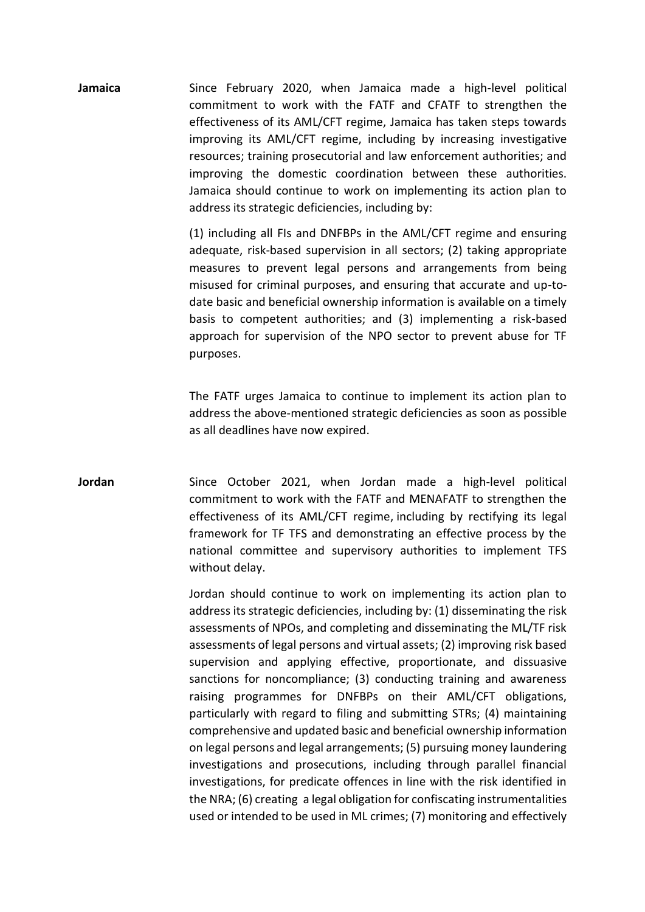**Jamaica**

Since February 2020, when Jamaica made a high-level political commitment to work with the FATF and CFATF to strengthen the effectiveness of its AML/CFT regime, Jamaica has taken steps towards improving its AML/CFT regime, including by increasing investigative resources; training prosecutorial and law enforcement authorities; and improving the domestic coordination between these authorities. Jamaica should continue to work on implementing its action plan to address its strategic deficiencies, including by:

(1) including all FIs and DNFBPs in the AML/CFT regime and ensuring adequate, risk-based supervision in all sectors; (2) taking appropriate measures to prevent legal persons and arrangements from being misused for criminal purposes, and ensuring that accurate and up-to-date basic and beneficial ownership information is available on a timely basis to competent authorities; and (3) implementing a risk-based approach for supervision of the NPO sector to prevent abuse for TF purposes.

The FATF urges Jamaica to continue to implement its action plan to address the above-mentioned strategic deficiencies as soon as possible as all deadlines have now expired.

**Jordan**

Since October 2021, when Jordan made a high-level political commitment to work with the FATF and MENAFATF to strengthen the effectiveness of its AML/CFT regime, including by rectifying its legal framework for TF TFS and demonstrating an effective process by the national committee and supervisory authorities to implement TFS without delay.

Jordan should continue to work on implementing its action plan to address its strategic deficiencies, including by: (1) disseminating the risk assessments of NPOs, and completing and disseminating the ML/TF risk assessments of legal persons and virtual assets; (2) improving risk based supervision and applying effective, proportionate, and dissuasive sanctions for noncompliance; (3) conducting training and awareness raising programmes for DNFBPs on their AML/CFT obligations, particularly with regard to filing and submitting STRs; (4) maintaining comprehensive and updated basic and beneficial ownership information on legal persons and legal arrangements; (5) pursuing money laundering investigations and prosecutions, including through parallel financial investigations, for predicate offences in line with the risk identified in the NRA; (6) creating a legal obligation for confiscating instrumentalities used or intended to be used in ML crimes; (7) monitoring and effectively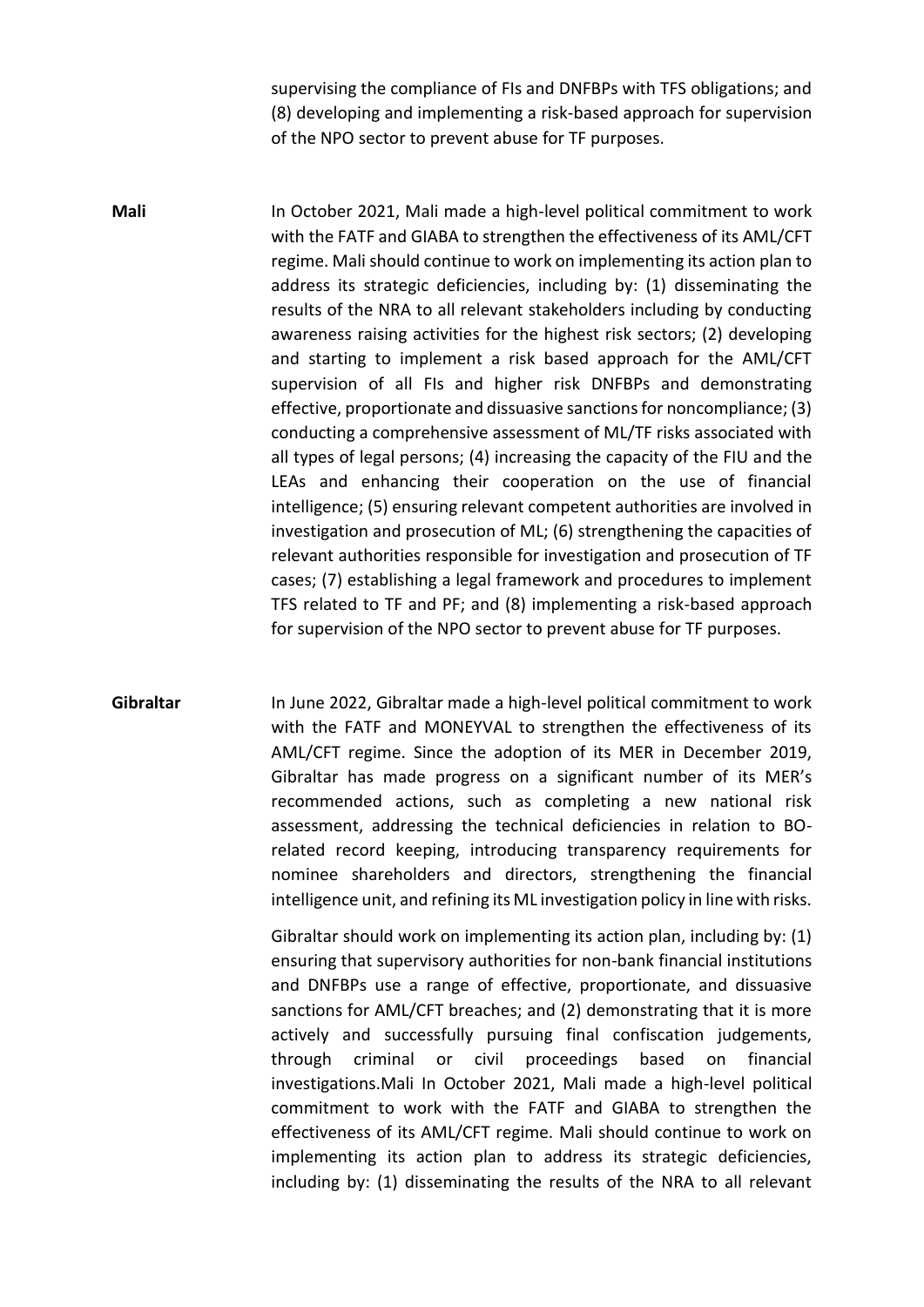supervising the compliance of FIs and DNFBPs with TFS obligations; and (8) developing and implementing a risk-based approach for supervision of the NPO sector to prevent abuse for TF purposes.

**Mali**

In October 2021, Mali made a high-level political commitment to work with the FATF and GIABA to strengthen the effectiveness of its AML/CFT regime. Mali should continue to work on implementing its action plan to address its strategic deficiencies, including by: (1) disseminating the results of the NRA to all relevant stakeholders including by conducting awareness raising activities for the highest risk sectors; (2) developing and starting to implement a risk based approach for the AML/CFT supervision of all FIs and higher risk DNFBPs and demonstrating effective, proportionate and dissuasive sanctions for noncompliance; (3) conducting a comprehensive assessment of ML/TF risks associated with all types of legal persons; (4) increasing the capacity of the FIU and the LEAs and enhancing their cooperation on the use of financial intelligence; (5) ensuring relevant competent authorities are involved in investigation and prosecution of ML; (6) strengthening the capacities of relevant authorities responsible for investigation and prosecution of TF cases; (7) establishing a legal framework and procedures to implement TFS related to TF and PF; and (8) implementing a risk-based approach for supervision of the NPO sector to prevent abuse for TF purposes.

**Gibraltar**

In June 2022, Gibraltar made a high-level political commitment to work with the FATF and MONEYVAL to strengthen the effectiveness of its AML/CFT regime. Since the adoption of its MER in December 2019, Gibraltar has made progress on a significant number of its MER's recommended actions, such as completing a new national risk assessment, addressing the technical deficiencies in relation to BO-related record keeping, introducing transparency requirements for nominee shareholders and directors, strengthening the financial intelligence unit, and refining its ML investigation policy in line with risks.

Gibraltar should work on implementing its action plan, including by: (1) ensuring that supervisory authorities for non-bank financial institutions and DNFBPs use a range of effective, proportionate, and dissuasive sanctions for AML/CFT breaches; and (2) demonstrating that it is more actively and successfully pursuing final confiscation judgements, through criminal or civil proceedings based on financial investigations.Mali In October 2021, Mali made a high-level political commitment to work with the FATF and GIABA to strengthen the effectiveness of its AML/CFT regime. Mali should continue to work on implementing its action plan to address its strategic deficiencies, including by: (1) disseminating the results of the NRA to all relevant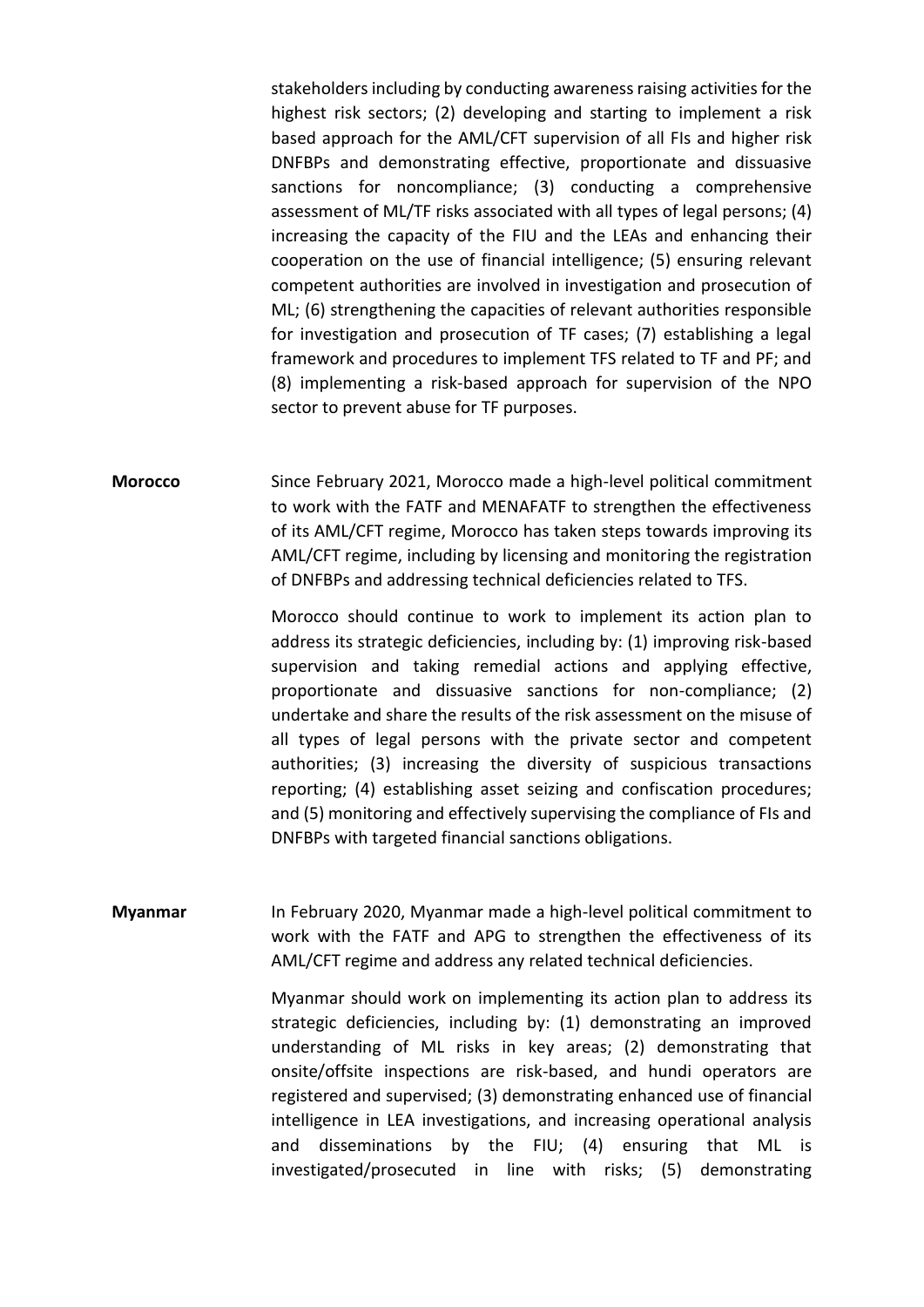stakeholders including by conducting awareness raising activities for the highest risk sectors; (2) developing and starting to implement a risk based approach for the AML/CFT supervision of all FIs and higher risk DNFBPs and demonstrating effective, proportionate and dissuasive sanctions for noncompliance; (3) conducting a comprehensive assessment of ML/TF risks associated with all types of legal persons; (4) increasing the capacity of the FIU and the LEAs and enhancing their cooperation on the use of financial intelligence; (5) ensuring relevant competent authorities are involved in investigation and prosecution of ML; (6) strengthening the capacities of relevant authorities responsible for investigation and prosecution of TF cases; (7) establishing a legal framework and procedures to implement TFS related to TF and PF; and (8) implementing a risk-based approach for supervision of the NPO sector to prevent abuse for TF purposes.

**Morocco**

Since February 2021, Morocco made a high-level political commitment to work with the FATF and MENAFATF to strengthen the effectiveness of its AML/CFT regime, Morocco has taken steps towards improving its AML/CFT regime, including by licensing and monitoring the registration of DNFBPs and addressing technical deficiencies related to TFS.

Morocco should continue to work to implement its action plan to address its strategic deficiencies, including by: (1) improving risk-based supervision and taking remedial actions and applying effective, proportionate and dissuasive sanctions for non-compliance; (2) undertake and share the results of the risk assessment on the misuse of all types of legal persons with the private sector and competent authorities; (3) increasing the diversity of suspicious transactions reporting; (4) establishing asset seizing and confiscation procedures; and (5) monitoring and effectively supervising the compliance of FIs and DNFBPs with targeted financial sanctions obligations.

**Myanmar**

In February 2020, Myanmar made a high-level political commitment to work with the FATF and APG to strengthen the effectiveness of its AML/CFT regime and address any related technical deficiencies.

Myanmar should work on implementing its action plan to address its strategic deficiencies, including by: (1) demonstrating an improved understanding of ML risks in key areas; (2) demonstrating that onsite/offsite inspections are risk-based, and hundi operators are registered and supervised; (3) demonstrating enhanced use of financial intelligence in LEA investigations, and increasing operational analysis and disseminations by the FIU; (4) ensuring that ML is investigated/prosecuted in line with risks; (5) demonstrating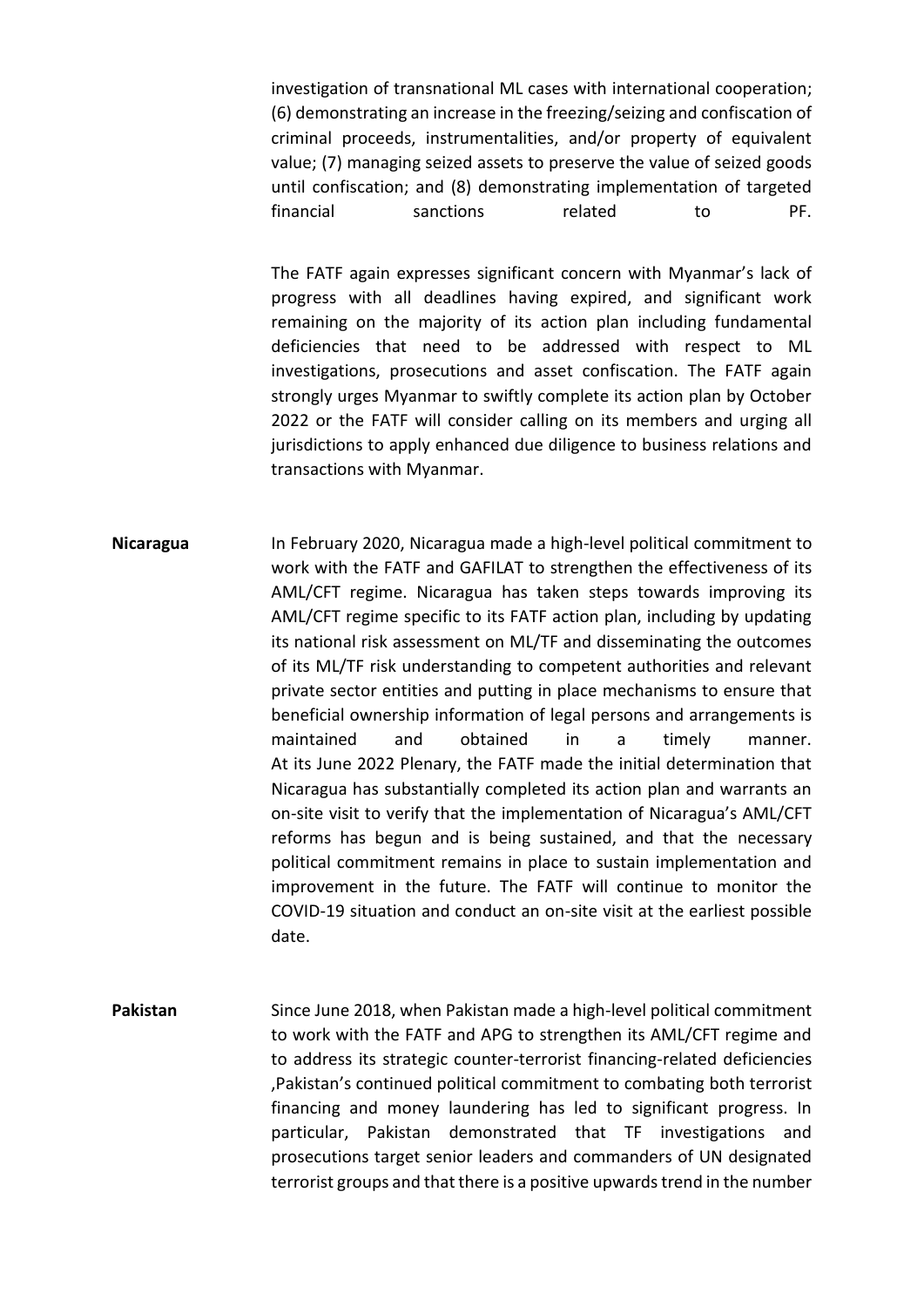investigation of transnational ML cases with international cooperation; (6) demonstrating an increase in the freezing/seizing and confiscation of criminal proceeds, instrumentalities, and/or property of equivalent value; (7) managing seized assets to preserve the value of seized goods until confiscation; and (8) demonstrating implementation of targeted financial sanctions related to PF.

The FATF again expresses significant concern with Myanmar's lack of progress with all deadlines having expired, and significant work remaining on the majority of its action plan including fundamental deficiencies that need to be addressed with respect to ML investigations, prosecutions and asset confiscation. The FATF again strongly urges Myanmar to swiftly complete its action plan by October 2022 or the FATF will consider calling on its members and urging all jurisdictions to apply enhanced due diligence to business relations and transactions with Myanmar.

**Nicaragua**

In February 2020, Nicaragua made a high-level political commitment to work with the FATF and GAFILAT to strengthen the effectiveness of its AML/CFT regime. Nicaragua has taken steps towards improving its AML/CFT regime specific to its FATF action plan, including by updating its national risk assessment on ML/TF and disseminating the outcomes of its ML/TF risk understanding to competent authorities and relevant private sector entities and putting in place mechanisms to ensure that beneficial ownership information of legal persons and arrangements is maintained and obtained in a timely manner. At its June 2022 Plenary, the FATF made the initial determination that Nicaragua has substantially completed its action plan and warrants an on-site visit to verify that the implementation of Nicaragua's AML/CFT reforms has begun and is being sustained, and that the necessary political commitment remains in place to sustain implementation and improvement in the future. The FATF will continue to monitor the COVID-19 situation and conduct an on-site visit at the earliest possible date.

**Pakistan**

Since June 2018, when Pakistan made a high-level political commitment to work with the FATF and APG to strengthen its AML/CFT regime and to address its strategic counter-terrorist financing-related deficiencies ,Pakistan's continued political commitment to combating both terrorist financing and money laundering has led to significant progress. In particular, Pakistan demonstrated that TF investigations and prosecutions target senior leaders and commanders of UN designated terrorist groups and that there is a positive upwards trend in the number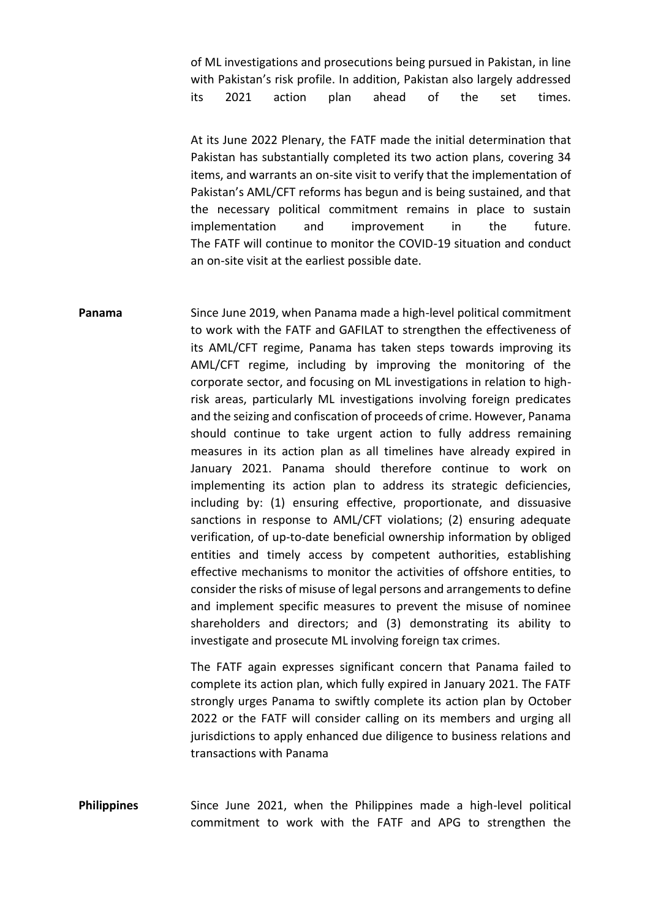of ML investigations and prosecutions being pursued in Pakistan, in line with Pakistan's risk profile. In addition, Pakistan also largely addressed its 2021 action plan ahead of the set times.

At its June 2022 Plenary, the FATF made the initial determination that Pakistan has substantially completed its two action plans, covering 34 items, and warrants an on-site visit to verify that the implementation of Pakistan's AML/CFT reforms has begun and is being sustained, and that the necessary political commitment remains in place to sustain implementation and improvement in the future. The FATF will continue to monitor the COVID-19 situation and conduct an on-site visit at the earliest possible date.

**Panama**

Since June 2019, when Panama made a high-level political commitment to work with the FATF and GAFILAT to strengthen the effectiveness of its AML/CFT regime, Panama has taken steps towards improving its AML/CFT regime, including by improving the monitoring of the corporate sector, and focusing on ML investigations in relation to high-risk areas, particularly ML investigations involving foreign predicates and the seizing and confiscation of proceeds of crime. However, Panama should continue to take urgent action to fully address remaining measures in its action plan as all timelines have already expired in January 2021. Panama should therefore continue to work on implementing its action plan to address its strategic deficiencies, including by: (1) ensuring effective, proportionate, and dissuasive sanctions in response to AML/CFT violations; (2) ensuring adequate verification, of up-to-date beneficial ownership information by obliged entities and timely access by competent authorities, establishing effective mechanisms to monitor the activities of offshore entities, to consider the risks of misuse of legal persons and arrangements to define and implement specific measures to prevent the misuse of nominee shareholders and directors; and (3) demonstrating its ability to investigate and prosecute ML involving foreign tax crimes.

The FATF again expresses significant concern that Panama failed to complete its action plan, which fully expired in January 2021. The FATF strongly urges Panama to swiftly complete its action plan by October 2022 or the FATF will consider calling on its members and urging all jurisdictions to apply enhanced due diligence to business relations and transactions with Panama

**Philippines**

Since June 2021, when the Philippines made a high-level political commitment to work with the FATF and APG to strengthen the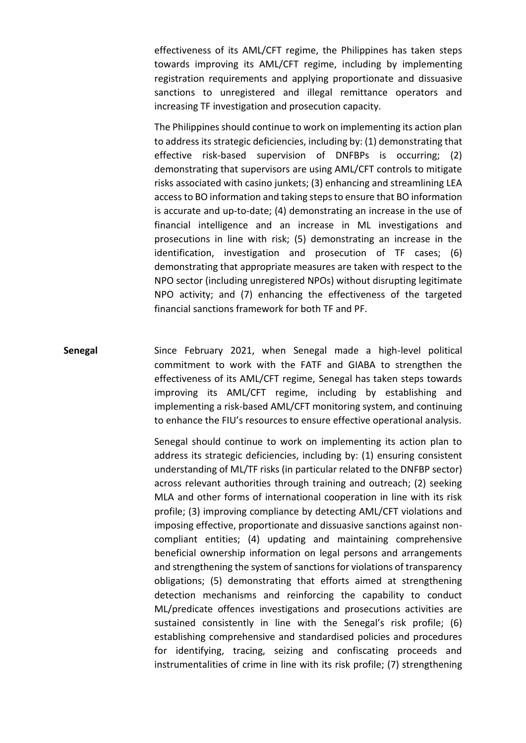effectiveness of its AML/CFT regime, the Philippines has taken steps towards improving its AML/CFT regime, including by implementing registration requirements and applying proportionate and dissuasive sanctions to unregistered and illegal remittance operators and increasing TF investigation and prosecution capacity.

The Philippines should continue to work on implementing its action plan to address its strategic deficiencies, including by: (1) demonstrating that effective risk-based supervision of DNFBPs is occurring; (2) demonstrating that supervisors are using AML/CFT controls to mitigate risks associated with casino junkets; (3) enhancing and streamlining LEA access to BO information and taking steps to ensure that BO information is accurate and up-to-date; (4) demonstrating an increase in the use of financial intelligence and an increase in ML investigations and prosecutions in line with risk; (5) demonstrating an increase in the identification, investigation and prosecution of TF cases; (6) demonstrating that appropriate measures are taken with respect to the NPO sector (including unregistered NPOs) without disrupting legitimate NPO activity; and (7) enhancing the effectiveness of the targeted financial sanctions framework for both TF and PF.

**Senegal**

Since February 2021, when Senegal made a high-level political commitment to work with the FATF and GIABA to strengthen the effectiveness of its AML/CFT regime, Senegal has taken steps towards improving its AML/CFT regime, including by establishing and implementing a risk-based AML/CFT monitoring system, and continuing to enhance the FIU's resources to ensure effective operational analysis.

Senegal should continue to work on implementing its action plan to address its strategic deficiencies, including by: (1) ensuring consistent understanding of ML/TF risks (in particular related to the DNFBP sector) across relevant authorities through training and outreach; (2) seeking MLA and other forms of international cooperation in line with its risk profile; (3) improving compliance by detecting AML/CFT violations and imposing effective, proportionate and dissuasive sanctions against non-compliant entities; (4) updating and maintaining comprehensive beneficial ownership information on legal persons and arrangements and strengthening the system of sanctions for violations of transparency obligations; (5) demonstrating that efforts aimed at strengthening detection mechanisms and reinforcing the capability to conduct ML/predicate offences investigations and prosecutions activities are sustained consistently in line with the Senegal's risk profile; (6) establishing comprehensive and standardised policies and procedures for identifying, tracing, seizing and confiscating proceeds and instrumentalities of crime in line with its risk profile; (7) strengthening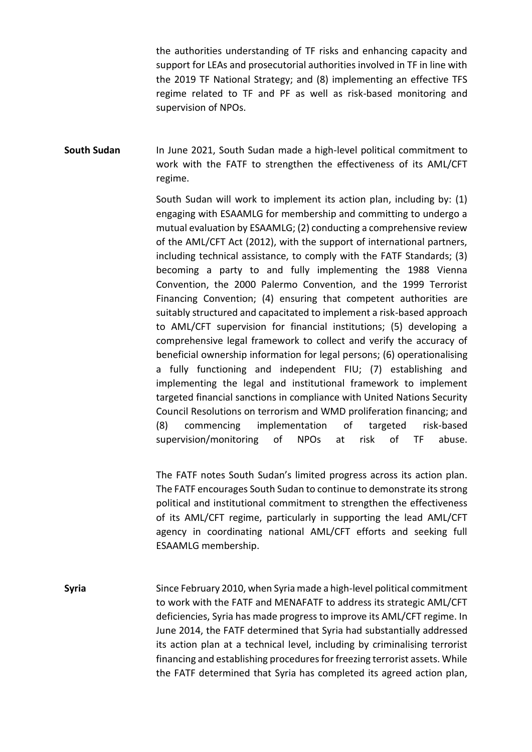the authorities understanding of TF risks and enhancing capacity and support for LEAs and prosecutorial authorities involved in TF in line with the 2019 TF National Strategy; and (8) implementing an effective TFS regime related to TF and PF as well as risk-based monitoring and supervision of NPOs.

**South Sudan**

In June 2021, South Sudan made a high-level political commitment to work with the FATF to strengthen the effectiveness of its AML/CFT regime.

South Sudan will work to implement its action plan, including by: (1) engaging with ESAAMLG for membership and committing to undergo a mutual evaluation by ESAAMLG; (2) conducting a comprehensive review of the AML/CFT Act (2012), with the support of international partners, including technical assistance, to comply with the FATF Standards; (3) becoming a party to and fully implementing the 1988 Vienna Convention, the 2000 Palermo Convention, and the 1999 Terrorist Financing Convention; (4) ensuring that competent authorities are suitably structured and capacitated to implement a risk-based approach to AML/CFT supervision for financial institutions; (5) developing a comprehensive legal framework to collect and verify the accuracy of beneficial ownership information for legal persons; (6) operationalising a fully functioning and independent FIU; (7) establishing and implementing the legal and institutional framework to implement targeted financial sanctions in compliance with United Nations Security Council Resolutions on terrorism and WMD proliferation financing; and (8) commencing implementation of targeted risk-based supervision/monitoring of NPOs at risk of TF abuse.

The FATF notes South Sudan's limited progress across its action plan. The FATF encourages South Sudan to continue to demonstrate its strong political and institutional commitment to strengthen the effectiveness of its AML/CFT regime, particularly in supporting the lead AML/CFT agency in coordinating national AML/CFT efforts and seeking full ESAAMLG membership.

**Syria**

Since February 2010, when Syria made a high-level political commitment to work with the FATF and MENAFATF to address its strategic AML/CFT deficiencies, Syria has made progress to improve its AML/CFT regime. In June 2014, the FATF determined that Syria had substantially addressed its action plan at a technical level, including by criminalising terrorist financing and establishing procedures for freezing terrorist assets. While the FATF determined that Syria has completed its agreed action plan,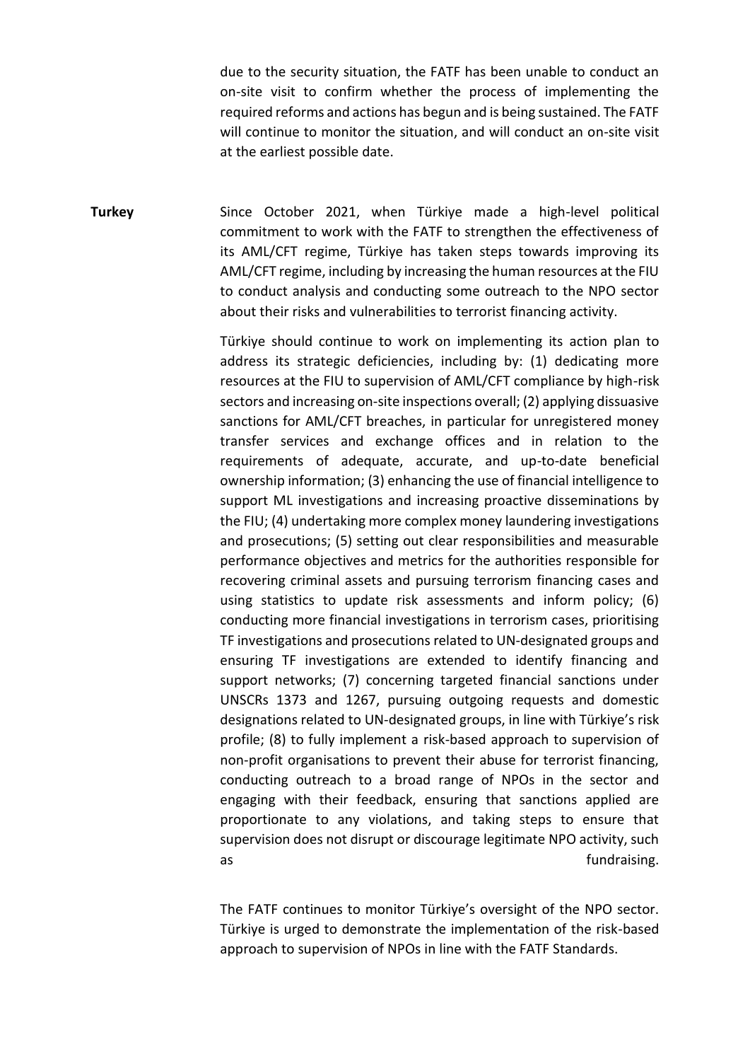due to the security situation, the FATF has been unable to conduct an on-site visit to confirm whether the process of implementing the required reforms and actions has begun and is being sustained. The FATF will continue to monitor the situation, and will conduct an on-site visit at the earliest possible date.

**Turkey**

Since October 2021, when Türkiye made a high-level political commitment to work with the FATF to strengthen the effectiveness of its AML/CFT regime, Türkiye has taken steps towards improving its AML/CFT regime, including by increasing the human resources at the FIU to conduct analysis and conducting some outreach to the NPO sector about their risks and vulnerabilities to terrorist financing activity.

Türkiye should continue to work on implementing its action plan to address its strategic deficiencies, including by: (1) dedicating more resources at the FIU to supervision of AML/CFT compliance by high-risk sectors and increasing on-site inspections overall; (2) applying dissuasive sanctions for AML/CFT breaches, in particular for unregistered money transfer services and exchange offices and in relation to the requirements of adequate, accurate, and up-to-date beneficial ownership information; (3) enhancing the use of financial intelligence to support ML investigations and increasing proactive disseminations by the FIU; (4) undertaking more complex money laundering investigations and prosecutions; (5) setting out clear responsibilities and measurable performance objectives and metrics for the authorities responsible for recovering criminal assets and pursuing terrorism financing cases and using statistics to update risk assessments and inform policy; (6) conducting more financial investigations in terrorism cases, prioritising TF investigations and prosecutions related to UN-designated groups and ensuring TF investigations are extended to identify financing and support networks; (7) concerning targeted financial sanctions under UNSCRs 1373 and 1267, pursuing outgoing requests and domestic designations related to UN-designated groups, in line with Türkiye's risk profile; (8) to fully implement a risk-based approach to supervision of non-profit organisations to prevent their abuse for terrorist financing, conducting outreach to a broad range of NPOs in the sector and engaging with their feedback, ensuring that sanctions applied are proportionate to any violations, and taking steps to ensure that supervision does not disrupt or discourage legitimate NPO activity, such as fundraising.

The FATF continues to monitor Türkiye's oversight of the NPO sector. Türkiye is urged to demonstrate the implementation of the risk-based approach to supervision of NPOs in line with the FATF Standards.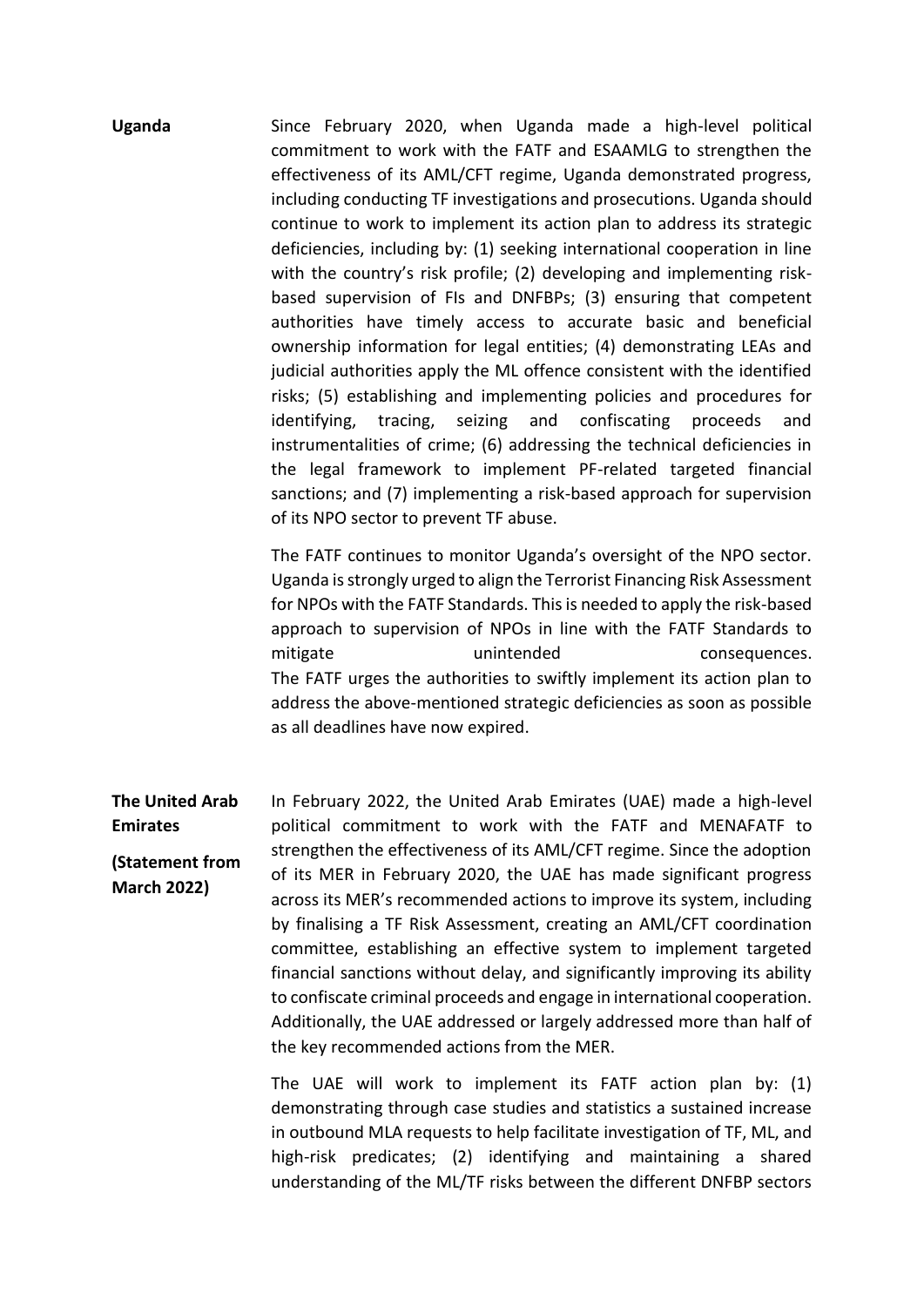**Uganda**

Since February 2020, when Uganda made a high-level political commitment to work with the FATF and ESAAMLG to strengthen the effectiveness of its AML/CFT regime, Uganda demonstrated progress, including conducting TF investigations and prosecutions. Uganda should continue to work to implement its action plan to address its strategic deficiencies, including by: (1) seeking international cooperation in line with the country's risk profile; (2) developing and implementing risk-based supervision of FIs and DNFBPs; (3) ensuring that competent authorities have timely access to accurate basic and beneficial ownership information for legal entities; (4) demonstrating LEAs and judicial authorities apply the ML offence consistent with the identified risks; (5) establishing and implementing policies and procedures for identifying, tracing, seizing and confiscating proceeds and instrumentalities of crime; (6) addressing the technical deficiencies in the legal framework to implement PF-related targeted financial sanctions; and (7) implementing a risk-based approach for supervision of its NPO sector to prevent TF abuse.

The FATF continues to monitor Uganda's oversight of the NPO sector. Uganda is strongly urged to align the Terrorist Financing Risk Assessment for NPOs with the FATF Standards. This is needed to apply the risk-based approach to supervision of NPOs in line with the FATF Standards to mitigate unintended consequences.
The FATF urges the authorities to swiftly implement its action plan to address the above-mentioned strategic deficiencies as soon as possible as all deadlines have now expired.

**The United Arab Emirates**

**(Statement from March 2022)**

In February 2022, the United Arab Emirates (UAE) made a high-level political commitment to work with the FATF and MENAFATF to strengthen the effectiveness of its AML/CFT regime. Since the adoption of its MER in February 2020, the UAE has made significant progress across its MER's recommended actions to improve its system, including by finalising a TF Risk Assessment, creating an AML/CFT coordination committee, establishing an effective system to implement targeted financial sanctions without delay, and significantly improving its ability to confiscate criminal proceeds and engage in international cooperation. Additionally, the UAE addressed or largely addressed more than half of the key recommended actions from the MER.

The UAE will work to implement its FATF action plan by: (1) demonstrating through case studies and statistics a sustained increase in outbound MLA requests to help facilitate investigation of TF, ML, and high-risk predicates; (2) identifying and maintaining a shared understanding of the ML/TF risks between the different DNFBP sectors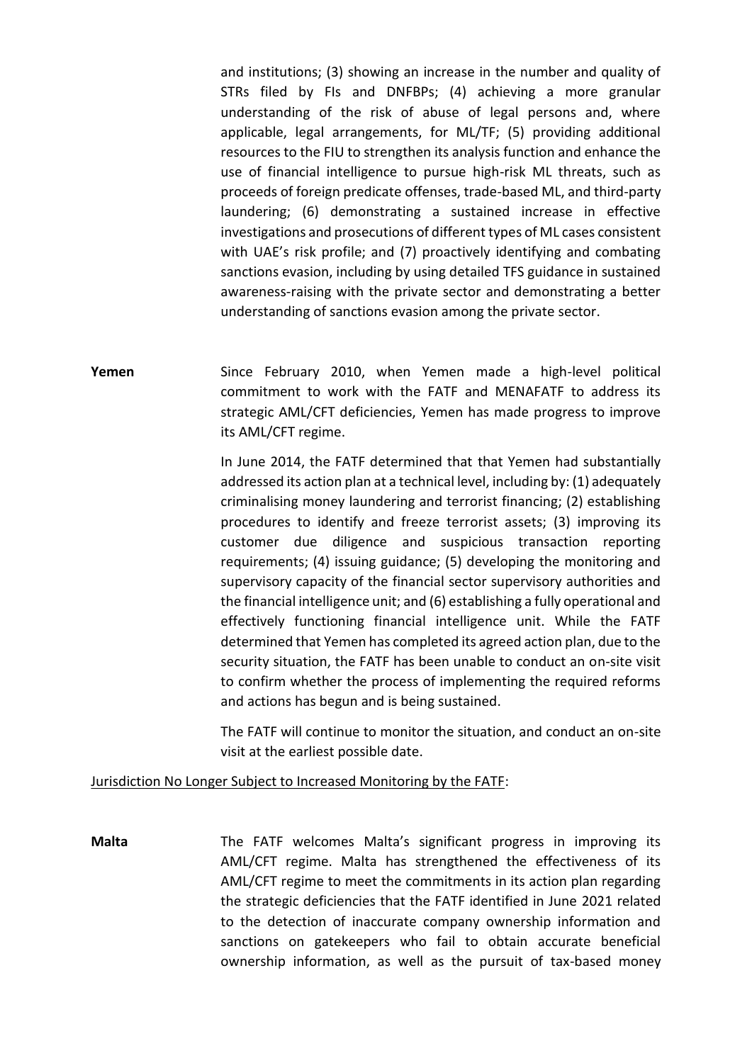and institutions; (3) showing an increase in the number and quality of STRs filed by FIs and DNFBPs; (4) achieving a more granular understanding of the risk of abuse of legal persons and, where applicable, legal arrangements, for ML/TF; (5) providing additional resources to the FIU to strengthen its analysis function and enhance the use of financial intelligence to pursue high-risk ML threats, such as proceeds of foreign predicate offenses, trade-based ML, and third-party laundering; (6) demonstrating a sustained increase in effective investigations and prosecutions of different types of ML cases consistent with UAE's risk profile; and (7) proactively identifying and combating sanctions evasion, including by using detailed TFS guidance in sustained awareness-raising with the private sector and demonstrating a better understanding of sanctions evasion among the private sector.

**Yemen**

Since February 2010, when Yemen made a high-level political commitment to work with the FATF and MENAFATF to address its strategic AML/CFT deficiencies, Yemen has made progress to improve its AML/CFT regime.

In June 2014, the FATF determined that that Yemen had substantially addressed its action plan at a technical level, including by: (1) adequately criminalising money laundering and terrorist financing; (2) establishing procedures to identify and freeze terrorist assets; (3) improving its customer due diligence and suspicious transaction reporting requirements; (4) issuing guidance; (5) developing the monitoring and supervisory capacity of the financial sector supervisory authorities and the financial intelligence unit; and (6) establishing a fully operational and effectively functioning financial intelligence unit. While the FATF determined that Yemen has completed its agreed action plan, due to the security situation, the FATF has been unable to conduct an on-site visit to confirm whether the process of implementing the required reforms and actions has begun and is being sustained.

The FATF will continue to monitor the situation, and conduct an on-site visit at the earliest possible date.

Jurisdiction No Longer Subject to Increased Monitoring by the FATF:

**Malta**

The FATF welcomes Malta's significant progress in improving its AML/CFT regime. Malta has strengthened the effectiveness of its AML/CFT regime to meet the commitments in its action plan regarding the strategic deficiencies that the FATF identified in June 2021 related to the detection of inaccurate company ownership information and sanctions on gatekeepers who fail to obtain accurate beneficial ownership information, as well as the pursuit of tax-based money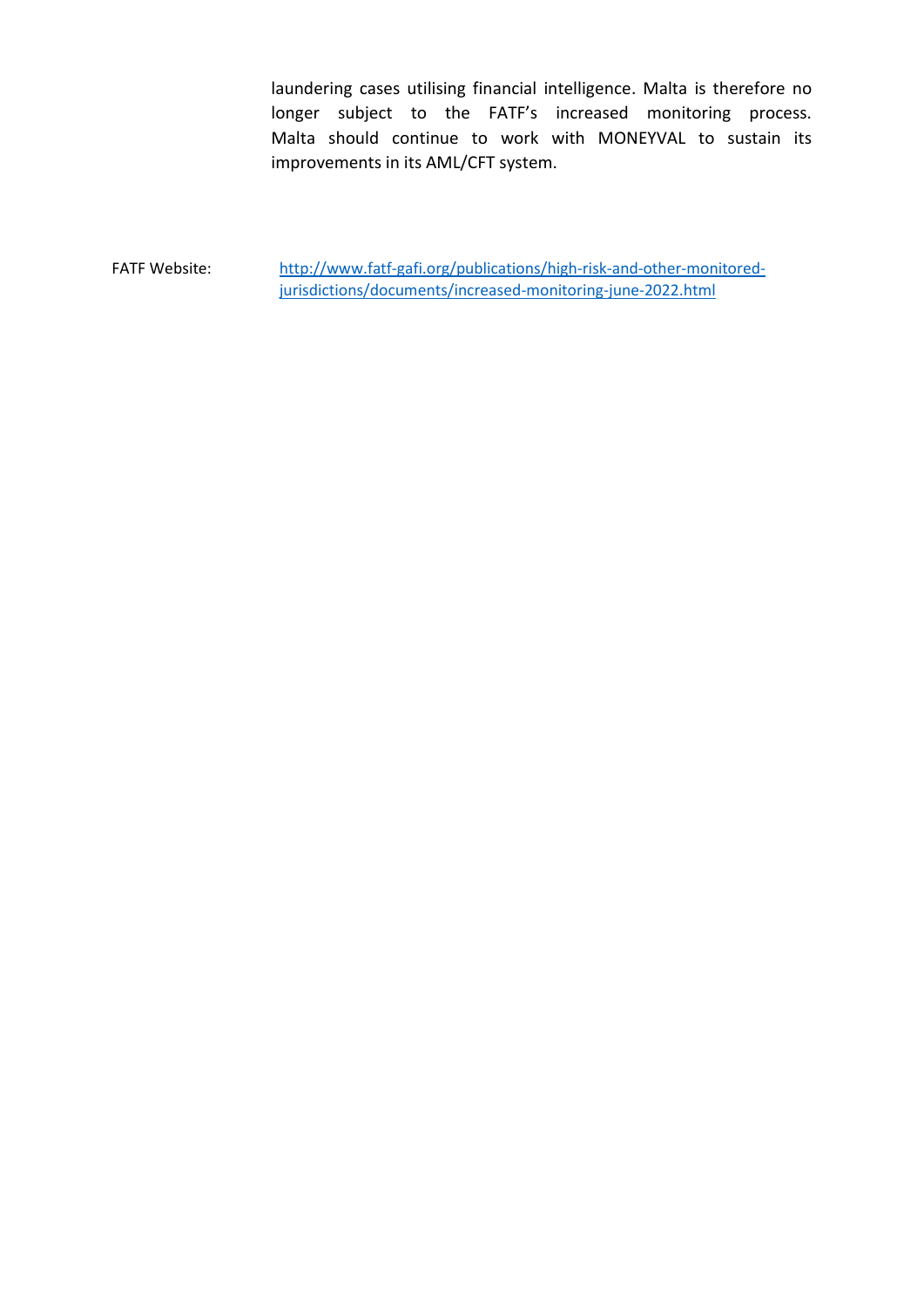laundering cases utilising financial intelligence. Malta is therefore no longer subject to the FATF's increased monitoring process. Malta should continue to work with MONEYVAL to sustain its improvements in its AML/CFT system.

FATF Website: http://www.fatf-gafi.org/publications/high-risk-and-other-monitored-jurisdictions/documents/increased-monitoring-june-2022.html